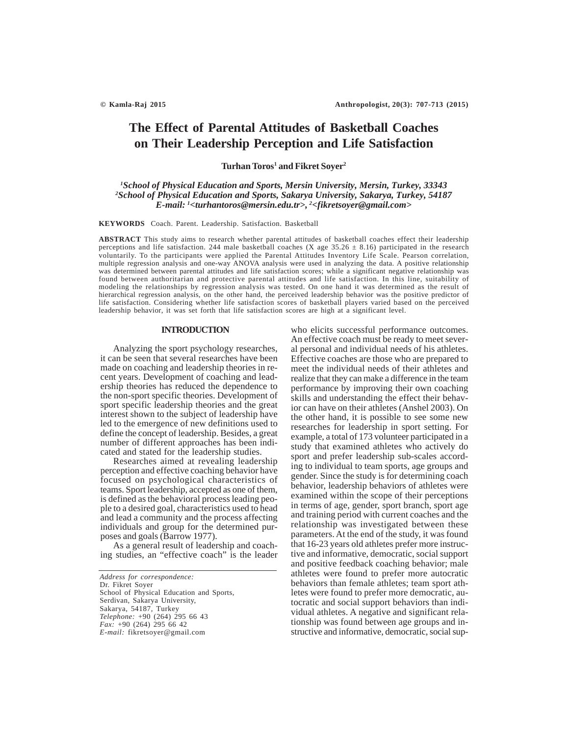# The Effect of Parental Attitudes of Basketball Coaches on Their Leadership Perception and Life Satisfaction

**Turhan Toros[1] and Fikret Soyer[2]**

*[1]School of Physical Education and Sports, Mersin University, Mersin, Turkey, 33343*
*[2]School of Physical Education and Sports, Sakarya University, Sakarya, Turkey, 54187*
*E-mail: [1]<turhantoros@mersin.edu.tr>, [2]<fikretsoyer@gmail.com>*

**KEYWORDS** Coach. Parent. Leadership. Satisfaction. Basketball

**ABSTRACT** This study aims to research whether parental attitudes of basketball coaches effect their leadership perceptions and life satisfaction. 244 male basketball coaches (X age 35.26 ± 8.16) participated in the research voluntarily. To the participants were applied the Parental Attitudes Inventory Life Scale. Pearson correlation, multiple regression analysis and one-way ANOVA analysis were used in analyzing the data. A positive relationship was determined between parental attitudes and life satisfaction scores; while a significant negative relationship was found between authoritarian and protective parental attitudes and life satisfaction. In this line, suitability of modeling the relationships by regression analysis was tested. On one hand it was determined as the result of hierarchical regression analysis, on the other hand, the perceived leadership behavior was the positive predictor of life satisfaction. Considering whether life satisfaction scores of basketball players varied based on the perceived leadership behavior, it was set forth that life satisfaction scores are high at a significant level.

## INTRODUCTION

Analyzing the sport psychology researches, it can be seen that several researches have been made on coaching and leadership theories in recent years. Development of coaching and leadership theories has reduced the dependence to the non-sport specific theories. Development of sport specific leadership theories and the great interest shown to the subject of leadership have led to the emergence of new definitions used to define the concept of leadership. Besides, a great number of different approaches has been indicated and stated for the leadership studies.

Researches aimed at revealing leadership perception and effective coaching behavior have focused on psychological characteristics of teams. Sport leadership, accepted as one of them, is defined as the behavioral process leading people to a desired goal, characteristics used to head and lead a community and the process affecting individuals and group for the determined purposes and goals (Barrow 1977).

As a general result of leadership and coaching studies, an "effective coach" is the leader who elicits successful performance outcomes. An effective coach must be ready to meet several personal and individual needs of his athletes. Effective coaches are those who are prepared to meet the individual needs of their athletes and realize that they can make a difference in the team performance by improving their own coaching skills and understanding the effect their behavior can have on their athletes (Anshel 2003). On the other hand, it is possible to see some new researches for leadership in sport setting. For example, a total of 173 volunteer participated in a study that examined athletes who actively do sport and prefer leadership sub-scales according to individual to team sports, age groups and gender. Since the study is for determining coach behavior, leadership behaviors of athletes were examined within the scope of their perceptions in terms of age, gender, sport branch, sport age and training period with current coaches and the relationship was investigated between these parameters. At the end of the study, it was found that 16-23 years old athletes prefer more instructive and informative, democratic, social support and positive feedback coaching behavior; male athletes were found to prefer more autocratic behaviors than female athletes; team sport athletes were found to prefer more democratic, autocratic and social support behaviors than individual athletes. A negative and significant relationship was found between age groups and instructive and informative, democratic, social sup-

*Address for correspondence:*
Dr. Fikret Soyer
School of Physical Education and Sports,
Serdivan, Sakarya University,
Sakarya, 54187, Turkey
*Telephone:* +90 (264) 295 66 43
*Fax:* +90 (264) 295 66 42
*E-mail:* fikretsoyer@gmail.com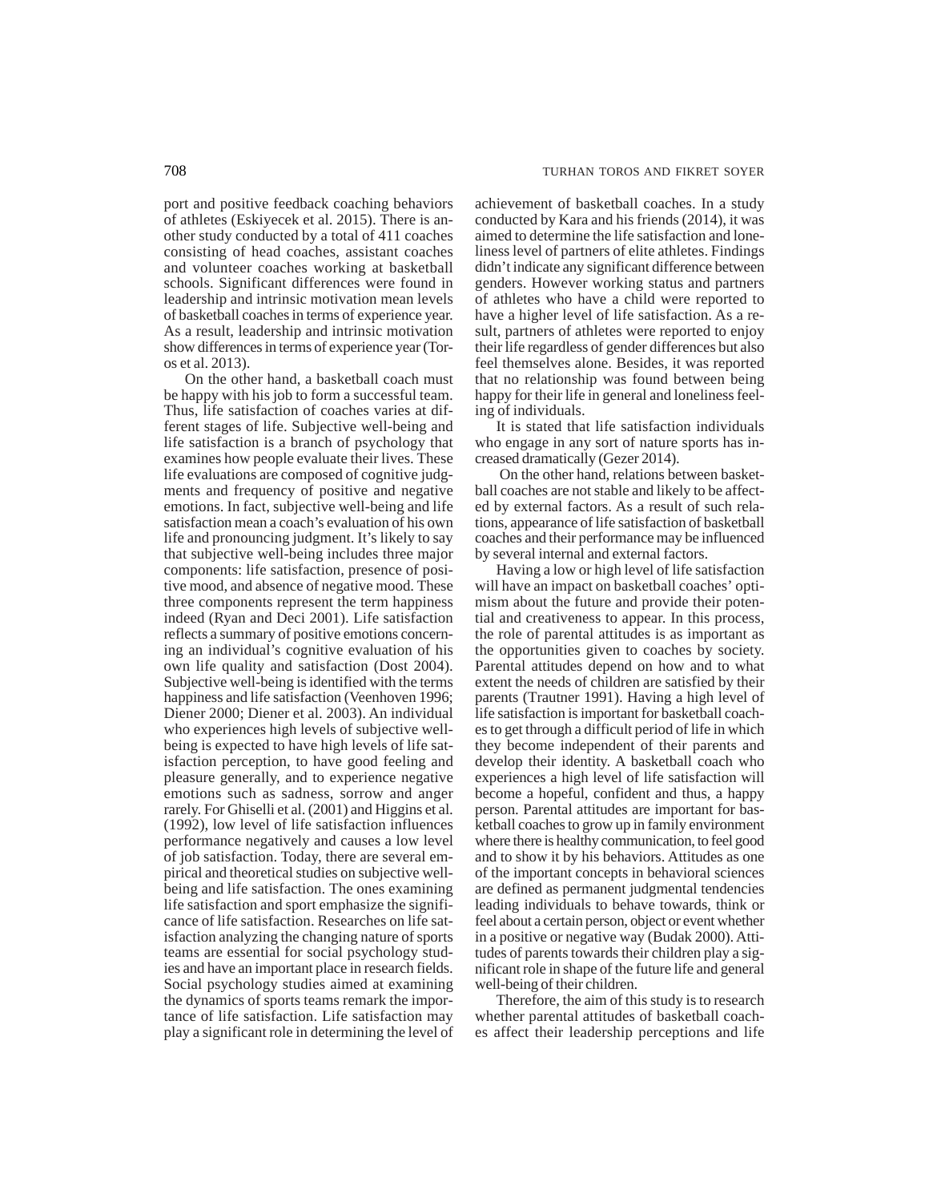port and positive feedback coaching behaviors of athletes (Eskiyecek et al. 2015). There is another study conducted by a total of 411 coaches consisting of head coaches, assistant coaches and volunteer coaches working at basketball schools. Significant differences were found in leadership and intrinsic motivation mean levels of basketball coaches in terms of experience year. As a result, leadership and intrinsic motivation show differences in terms of experience year (Toros et al. 2013).

On the other hand, a basketball coach must be happy with his job to form a successful team. Thus, life satisfaction of coaches varies at different stages of life. Subjective well-being and life satisfaction is a branch of psychology that examines how people evaluate their lives. These life evaluations are composed of cognitive judgments and frequency of positive and negative emotions. In fact, subjective well-being and life satisfaction mean a coach's evaluation of his own life and pronouncing judgment. It's likely to say that subjective well-being includes three major components: life satisfaction, presence of positive mood, and absence of negative mood. These three components represent the term happiness indeed (Ryan and Deci 2001). Life satisfaction reflects a summary of positive emotions concerning an individual's cognitive evaluation of his own life quality and satisfaction (Dost 2004). Subjective well-being is identified with the terms happiness and life satisfaction (Veenhoven 1996; Diener 2000; Diener et al. 2003). An individual who experiences high levels of subjective well-being is expected to have high levels of life satisfaction perception, to have good feeling and pleasure generally, and to experience negative emotions such as sadness, sorrow and anger rarely. For Ghiselli et al. (2001) and Higgins et al. (1992), low level of life satisfaction influences performance negatively and causes a low level of job satisfaction. Today, there are several empirical and theoretical studies on subjective well-being and life satisfaction. The ones examining life satisfaction and sport emphasize the significance of life satisfaction. Researches on life satisfaction analyzing the changing nature of sports teams are essential for social psychology studies and have an important place in research fields. Social psychology studies aimed at examining the dynamics of sports teams remark the importance of life satisfaction. Life satisfaction may play a significant role in determining the level of achievement of basketball coaches. In a study conducted by Kara and his friends (2014), it was aimed to determine the life satisfaction and loneliness level of partners of elite athletes. Findings didn't indicate any significant difference between genders. However working status and partners of athletes who have a child were reported to have a higher level of life satisfaction. As a result, partners of athletes were reported to enjoy their life regardless of gender differences but also feel themselves alone. Besides, it was reported that no relationship was found between being happy for their life in general and loneliness feeling of individuals.

It is stated that life satisfaction individuals who engage in any sort of nature sports has increased dramatically (Gezer 2014).

On the other hand, relations between basketball coaches are not stable and likely to be affected by external factors. As a result of such relations, appearance of life satisfaction of basketball coaches and their performance may be influenced by several internal and external factors.

Having a low or high level of life satisfaction will have an impact on basketball coaches' optimism about the future and provide their potential and creativeness to appear. In this process, the role of parental attitudes is as important as the opportunities given to coaches by society. Parental attitudes depend on how and to what extent the needs of children are satisfied by their parents (Trautner 1991). Having a high level of life satisfaction is important for basketball coaches to get through a difficult period of life in which they become independent of their parents and develop their identity. A basketball coach who experiences a high level of life satisfaction will become a hopeful, confident and thus, a happy person. Parental attitudes are important for basketball coaches to grow up in family environment where there is healthy communication, to feel good and to show it by his behaviors. Attitudes as one of the important concepts in behavioral sciences are defined as permanent judgmental tendencies leading individuals to behave towards, think or feel about a certain person, object or event whether in a positive or negative way (Budak 2000). Attitudes of parents towards their children play a significant role in shape of the future life and general well-being of their children.

Therefore, the aim of this study is to research whether parental attitudes of basketball coaches affect their leadership perceptions and life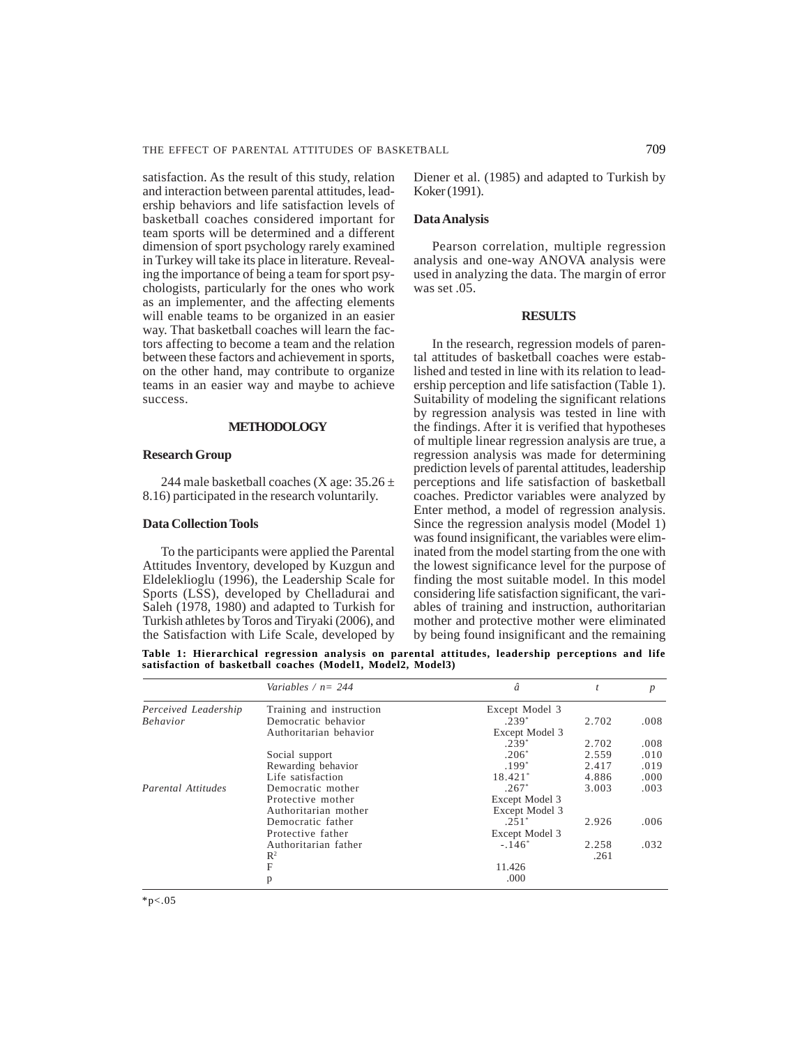satisfaction. As the result of this study, relation and interaction between parental attitudes, leadership behaviors and life satisfaction levels of basketball coaches considered important for team sports will be determined and a different dimension of sport psychology rarely examined in Turkey will take its place in literature. Revealing the importance of being a team for sport psychologists, particularly for the ones who work as an implementer, and the affecting elements will enable teams to be organized in an easier way. That basketball coaches will learn the factors affecting to become a team and the relation between these factors and achievement in sports, on the other hand, may contribute to organize teams in an easier way and maybe to achieve success.

## METHODOLOGY

### Research Group

244 male basketball coaches (X age: 35.26 ± 8.16) participated in the research voluntarily.

### Data Collection Tools

To the participants were applied the Parental Attitudes Inventory, developed by Kuzgun and Eldeleklioglu (1996), the Leadership Scale for Sports (LSS), developed by Chelladurai and Saleh (1978, 1980) and adapted to Turkish for Turkish athletes by Toros and Tiryaki (2006), and the Satisfaction with Life Scale, developed by Diener et al. (1985) and adapted to Turkish by Koker (1991).

### Data Analysis

Pearson correlation, multiple regression analysis and one-way ANOVA analysis were used in analyzing the data. The margin of error was set .05.

## RESULTS

In the research, regression models of parental attitudes of basketball coaches were established and tested in line with its relation to leadership perception and life satisfaction (Table 1). Suitability of modeling the significant relations by regression analysis was tested in line with the findings. After it is verified that hypotheses of multiple linear regression analysis are true, a regression analysis was made for determining prediction levels of parental attitudes, leadership perceptions and life satisfaction of basketball coaches. Predictor variables were analyzed by Enter method, a model of regression analysis. Since the regression analysis model (Model 1) was found insignificant, the variables were eliminated from the model starting from the one with the lowest significance level for the purpose of finding the most suitable model. In this model considering life satisfaction significant, the variables of training and instruction, authoritarian mother and protective mother were eliminated by being found insignificant and the remaining

**Table 1: Hierarchical regression analysis on parental attitudes, leadership perceptions and life satisfaction of basketball coaches (Model1, Model2, Model3)**

| | *Variables / n= 244* | *â* | *t* | *p* |
|---|---|---|---|---|
| *Perceived Leadership Behavior* | Training and instruction | Except Model 3 | | |
| | Democratic behavior | .239* | 2.702 | .008 |
| | Authoritarian behavior | Except Model 3 | | |
| | | .239* | 2.702 | .008 |
| | Social support | .206* | 2.559 | .010 |
| | Rewarding behavior | .199* | 2.417 | .019 |
| | Life satisfaction | 18.421* | 4.886 | .000 |
| *Parental Attitudes* | Democratic mother | .267* | 3.003 | .003 |
| | Protective mother | Except Model 3 | | |
| | Authoritarian mother | Except Model 3 | | |
| | Democratic father | .251* | 2.926 | .006 |
| | Protective father | Except Model 3 | | |
| | Authoritarian father | -.146* | 2.258 | .032 |
| | $R^2$ | | .261 | |
| | F | 11.426 | | |
| | p | .000 | | |

*p<.05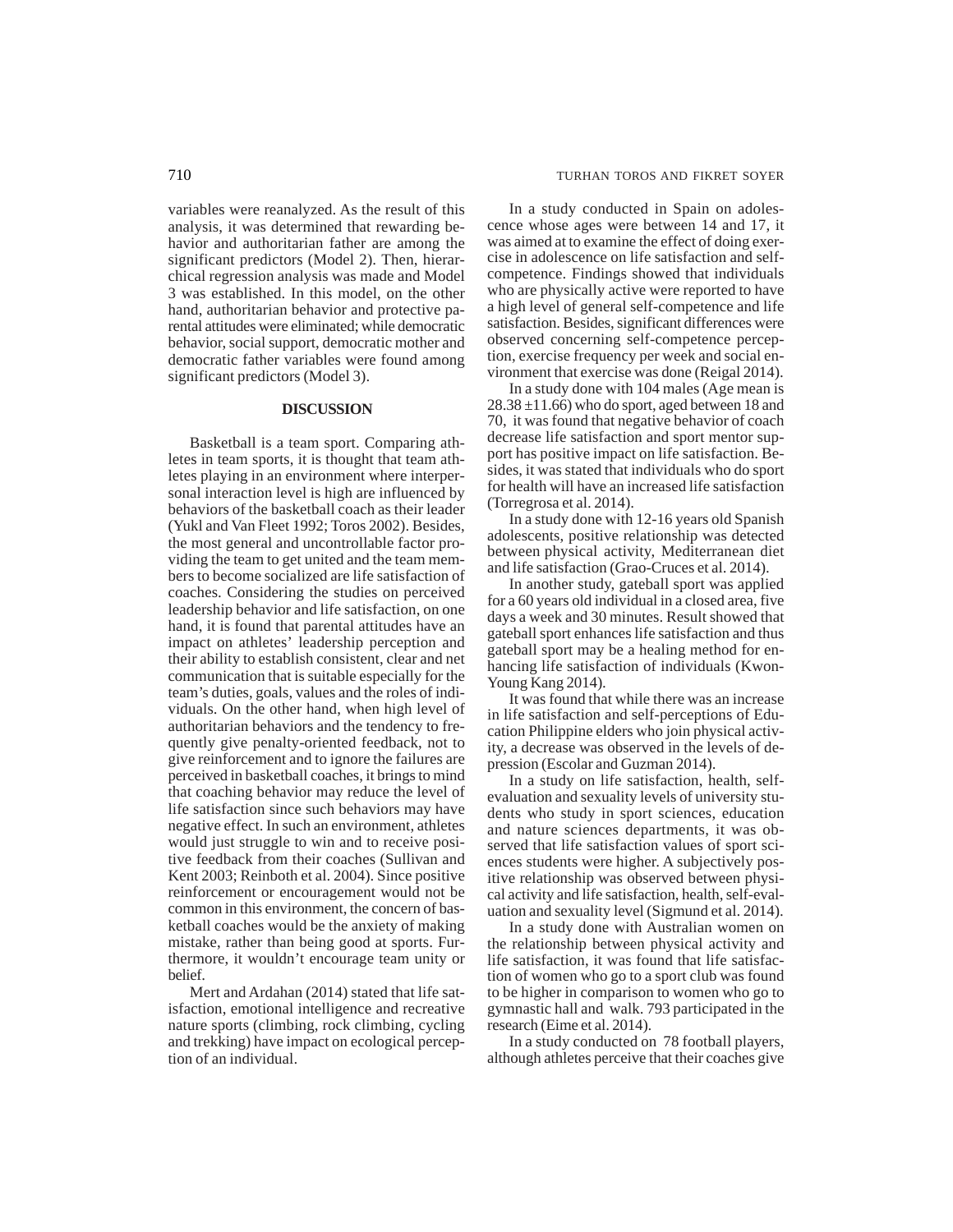variables were reanalyzed. As the result of this analysis, it was determined that rewarding behavior and authoritarian father are among the significant predictors (Model 2). Then, hierarchical regression analysis was made and Model 3 was established. In this model, on the other hand, authoritarian behavior and protective parental attitudes were eliminated; while democratic behavior, social support, democratic mother and democratic father variables were found among significant predictors (Model 3).

## DISCUSSION

Basketball is a team sport. Comparing athletes in team sports, it is thought that team athletes playing in an environment where interpersonal interaction level is high are influenced by behaviors of the basketball coach as their leader (Yukl and Van Fleet 1992; Toros 2002). Besides, the most general and uncontrollable factor providing the team to get united and the team members to become socialized are life satisfaction of coaches. Considering the studies on perceived leadership behavior and life satisfaction, on one hand, it is found that parental attitudes have an impact on athletes' leadership perception and their ability to establish consistent, clear and net communication that is suitable especially for the team's duties, goals, values and the roles of individuals. On the other hand, when high level of authoritarian behaviors and the tendency to frequently give penalty-oriented feedback, not to give reinforcement and to ignore the failures are perceived in basketball coaches, it brings to mind that coaching behavior may reduce the level of life satisfaction since such behaviors may have negative effect. In such an environment, athletes would just struggle to win and to receive positive feedback from their coaches (Sullivan and Kent 2003; Reinboth et al. 2004). Since positive reinforcement or encouragement would not be common in this environment, the concern of basketball coaches would be the anxiety of making mistake, rather than being good at sports. Furthermore, it wouldn't encourage team unity or belief.

Mert and Ardahan (2014) stated that life satisfaction, emotional intelligence and recreative nature sports (climbing, rock climbing, cycling and trekking) have impact on ecological perception of an individual.

In a study conducted in Spain on adolescence whose ages were between 14 and 17, it was aimed at to examine the effect of doing exercise in adolescence on life satisfaction and self-competence. Findings showed that individuals who are physically active were reported to have a high level of general self-competence and life satisfaction. Besides, significant differences were observed concerning self-competence perception, exercise frequency per week and social environment that exercise was done (Reigal 2014).

In a study done with 104 males (Age mean is $28.38 \pm 11.66$) who do sport, aged between 18 and 70, it was found that negative behavior of coach decrease life satisfaction and sport mentor support has positive impact on life satisfaction. Besides, it was stated that individuals who do sport for health will have an increased life satisfaction (Torregrosa et al. 2014).

In a study done with 12-16 years old Spanish adolescents, positive relationship was detected between physical activity, Mediterranean diet and life satisfaction (Grao-Cruces et al. 2014).

In another study, gateball sport was applied for a 60 years old individual in a closed area, five days a week and 30 minutes. Result showed that gateball sport enhances life satisfaction and thus gateball sport may be a healing method for enhancing life satisfaction of individuals (Kwon-Young Kang 2014).

It was found that while there was an increase in life satisfaction and self-perceptions of Education Philippine elders who join physical activity, a decrease was observed in the levels of depression (Escolar and Guzman 2014).

In a study on life satisfaction, health, self-evaluation and sexuality levels of university students who study in sport sciences, education and nature sciences departments, it was observed that life satisfaction values of sport sciences students were higher. A subjectively positive relationship was observed between physical activity and life satisfaction, health, self-evaluation and sexuality level (Sigmund et al. 2014).

In a study done with Australian women on the relationship between physical activity and life satisfaction, it was found that life satisfaction of women who go to a sport club was found to be higher in comparison to women who go to gymnastic hall and walk. 793 participated in the research (Eime et al. 2014).

In a study conducted on 78 football players, although athletes perceive that their coaches give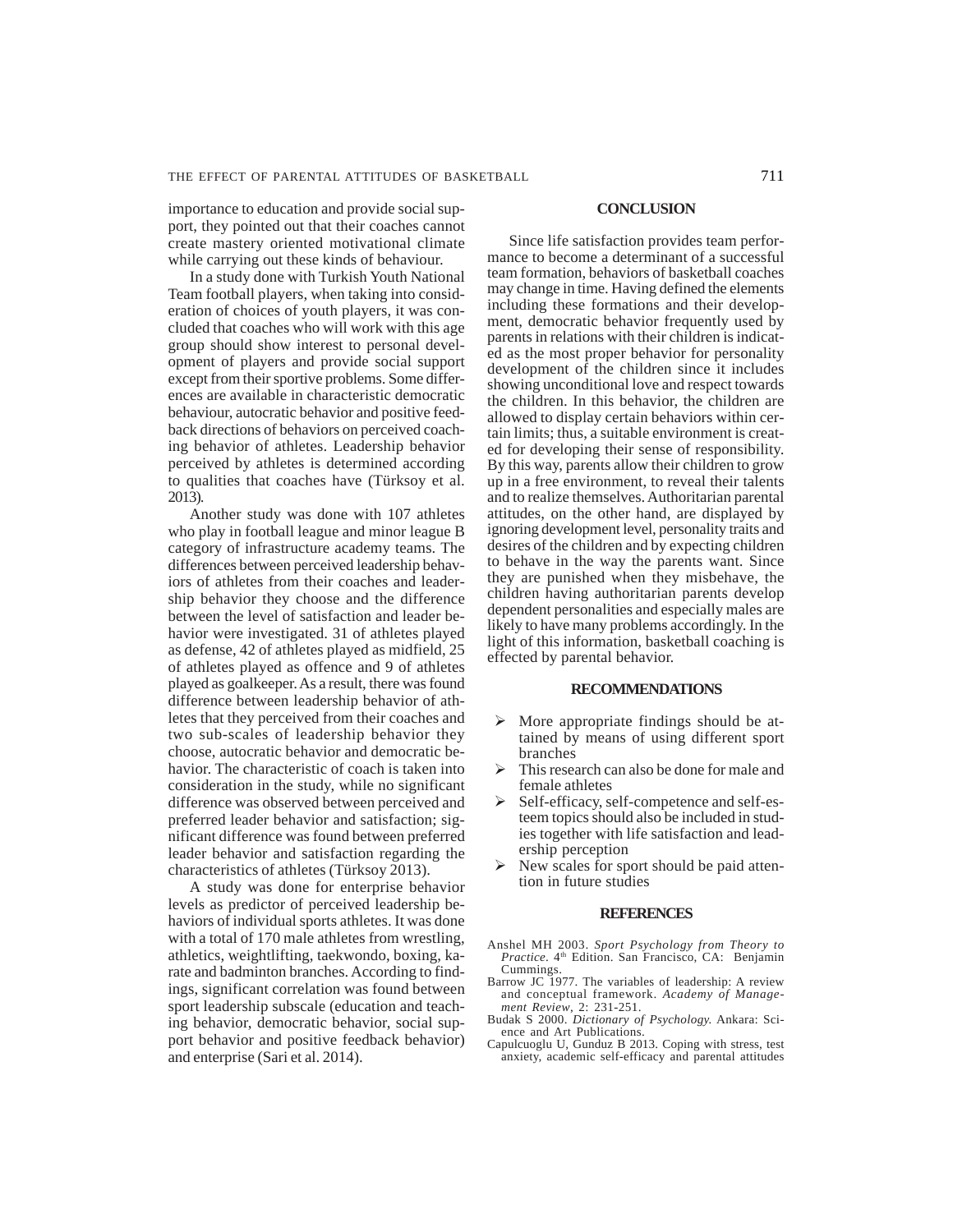importance to education and provide social support, they pointed out that their coaches cannot create mastery oriented motivational climate while carrying out these kinds of behaviour.

In a study done with Turkish Youth National Team football players, when taking into consideration of choices of youth players, it was concluded that coaches who will work with this age group should show interest to personal development of players and provide social support except from their sportive problems. Some differences are available in characteristic democratic behaviour, autocratic behavior and positive feedback directions of behaviors on perceived coaching behavior of athletes. Leadership behavior perceived by athletes is determined according to qualities that coaches have (Türksoy et al. 2013).

Another study was done with 107 athletes who play in football league and minor league B category of infrastructure academy teams. The differences between perceived leadership behaviors of athletes from their coaches and leadership behavior they choose and the difference between the level of satisfaction and leader behavior were investigated. 31 of athletes played as defense, 42 of athletes played as midfield, 25 of athletes played as offence and 9 of athletes played as goalkeeper. As a result, there was found difference between leadership behavior of athletes that they perceived from their coaches and two sub-scales of leadership behavior they choose, autocratic behavior and democratic behavior. The characteristic of coach is taken into consideration in the study, while no significant difference was observed between perceived and preferred leader behavior and satisfaction; significant difference was found between preferred leader behavior and satisfaction regarding the characteristics of athletes (Türksoy 2013).

A study was done for enterprise behavior levels as predictor of perceived leadership behaviors of individual sports athletes. It was done with a total of 170 male athletes from wrestling, athletics, weightlifting, taekwondo, boxing, karate and badminton branches. According to findings, significant correlation was found between sport leadership subscale (education and teaching behavior, democratic behavior, social support behavior and positive feedback behavior) and enterprise (Sari et al. 2014).

## CONCLUSION

Since life satisfaction provides team performance to become a determinant of a successful team formation, behaviors of basketball coaches may change in time. Having defined the elements including these formations and their development, democratic behavior frequently used by parents in relations with their children is indicated as the most proper behavior for personality development of the children since it includes showing unconditional love and respect towards the children. In this behavior, the children are allowed to display certain behaviors within certain limits; thus, a suitable environment is created for developing their sense of responsibility. By this way, parents allow their children to grow up in a free environment, to reveal their talents and to realize themselves. Authoritarian parental attitudes, on the other hand, are displayed by ignoring development level, personality traits and desires of the children and by expecting children to behave in the way the parents want. Since they are punished when they misbehave, the children having authoritarian parents develop dependent personalities and especially males are likely to have many problems accordingly. In the light of this information, basketball coaching is effected by parental behavior.

## RECOMMENDATIONS

- More appropriate findings should be attained by means of using different sport branches
- This research can also be done for male and female athletes
- Self-efficacy, self-competence and self-esteem topics should also be included in studies together with life satisfaction and leadership perception
- New scales for sport should be paid attention in future studies

## REFERENCES

Anshel MH 2003. *Sport Psychology from Theory to Practice*. 4th Edition. San Francisco, CA: Benjamin Cummings.

Barrow JC 1977. The variables of leadership: A review and conceptual framework. *Academy of Management Review*, 2: 231-251.

Budak S 2000. *Dictionary of Psychology.* Ankara: Science and Art Publications.

Capulcuoglu U, Gunduz B 2013. Coping with stress, test anxiety, academic self-efficacy and parental attitudes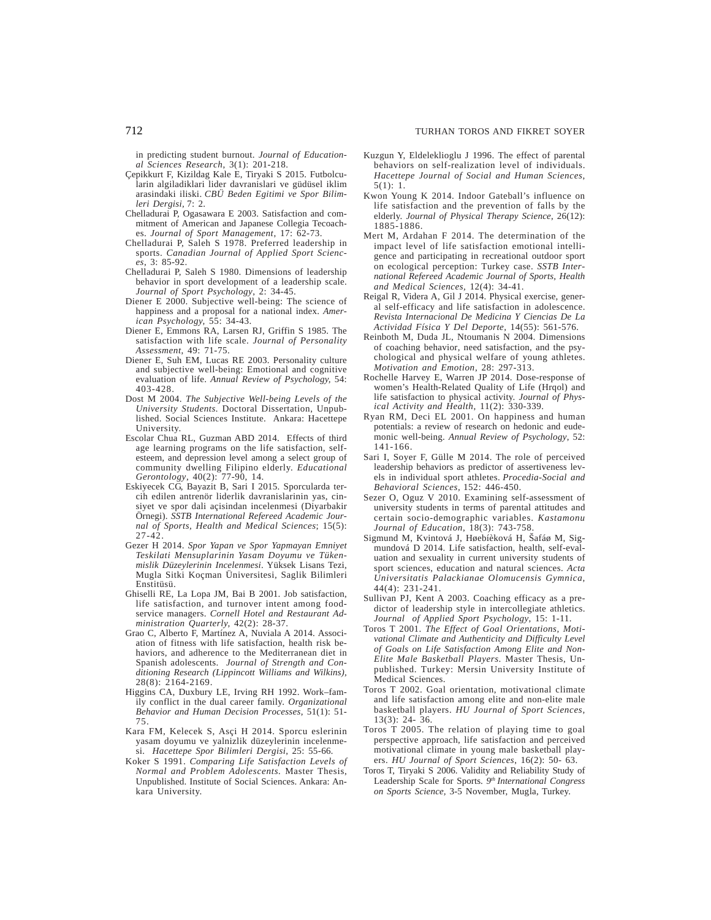in predicting student burnout. *Journal of Educational Sciences Research*, 3(1): 201-218.

Çepikkurt F, Kizildag Kale E, Tiryaki S 2015. Futbolcularin algiladiklari lider davranislari ve güdüsel iklim arasindaki iliski. *CBÜ Beden Egitimi ve Spor Bilimleri Dergisi*, 7: 2.

Chelladurai P, Ogasawara E 2003. Satisfaction and commitment of American and Japanese Collegia Tecoaches. *Journal of Sport Management*, 17: 62-73.

Chelladurai P, Saleh S 1978. Preferred leadership in sports. *Canadian Journal of Applied Sport Sciences*, 3: 85-92.

Chelladurai P, Saleh S 1980. Dimensions of leadership behavior in sport development of a leadership scale. *Journal of Sport Psychology*, 2: 34-45.

Diener E 2000. Subjective well-being: The science of happiness and a proposal for a national index. *American Psychology*, 55: 34-43.

Diener E, Emmons RA, Larsen RJ, Griffin S 1985. The satisfaction with life scale. *Journal of Personality Assessment*, 49: 71-75.

Diener E, Suh EM, Lucas RE 2003. Personality culture and subjective well-being: Emotional and cognitive evaluation of life. *Annual Review of Psychology,* 54: 403-428.

Dost M 2004. *The Subjective Well-being Levels of the University Students*. Doctoral Dissertation, Unpublished. Social Sciences Institute. Ankara: Hacettepe University.

Escolar Chua RL, Guzman ABD 2014. Effects of third age learning programs on the life satisfaction, self-esteem, and depression level among a select group of community dwelling Filipino elderly. *Educational Gerontology*, 40(2): 77-90, 14.

Eskiyecek CG, Bayazit B, Sari I 2015. Sporcularda tercih edilen antrenör liderlik davranislarinin yas, cinsiyet ve spor dali açisindan incelenmesi (Diyarbakir Örnegi). *SSTB International Refereed Academic Journal of Sports, Health and Medical Sciences*; 15(5): 27-42.

Gezer H 2014. *Spor Yapan ve Spor Yapmayan Emniyet Teskilati Mensuplarinin Yasam Doyumu ve Tükenmislik Düzeylerinin Incelenmesi*. Yüksek Lisans Tezi, Mugla Sitki Koçman Üniversitesi, Saglik Bilimleri Enstitüsü.

Ghiselli RE, La Lopa JM, Bai B 2001. Job satisfaction, life satisfaction, and turnover intent among foodservice managers. *Cornell Hotel and Restaurant Administration Quarterly*, 42(2): 28-37.

Grao C, Alberto F, Martínez A, Nuviala A 2014. Association of fitness with life satisfaction, health risk behaviors, and adherence to the Mediterranean diet in Spanish adolescents. *Journal of Strength and Conditioning Research (Lippincott Williams and Wilkins)*, 28(8): 2164-2169.

Higgins CA, Duxbury LE, Irving RH 1992. Work–family conflict in the dual career family. *Organizational Behavior and Human Decision Processes*, 51(1): 51-75.

Kara FM, Kelecek S, Asçi H 2014. Sporcu eslerinin yasam doyumu ve yalnizlik düzeylerinin incelenmesi. *Hacettepe Spor Bilimleri Dergisi*, 25: 55-66.

Koker S 1991. *Comparing Life Satisfaction Levels of Normal and Problem Adolescents*. Master Thesis, Unpublished. Institute of Social Sciences. Ankara: Ankara University.

Kuzgun Y, Eldeleklioglu J 1996. The effect of parental behaviors on self-realization level of individuals. *Hacettepe Journal of Social and Human Sciences*, 5(1): 1.

Kwon Young K 2014. Indoor Gateball's influence on life satisfaction and the prevention of falls by the elderly. *Journal of Physical Therapy Science*, 26(12): 1885-1886.

Mert M, Ardahan F 2014. The determination of the impact level of life satisfaction emotional intelligence and participating in recreational outdoor sport on ecological perception: Turkey case. *SSTB International Refereed Academic Journal of Sports, Health and Medical Sciences*, 12(4): 34-41.

Reigal R, Videra A, Gil J 2014. Physical exercise, general self-efficacy and life satisfaction in adolescence. *Revista Internacional De Medicina Y Ciencias De La Actividad Física Y Del Deporte*, 14(55): 561-576.

Reinboth M, Duda JL, Ntoumanis N 2004. Dimensions of coaching behavior, need satisfaction, and the psychological and physical welfare of young athletes. *Motivation and Emotion*, 28: 297-313.

Rochelle Harvey E, Warren JP 2014. Dose-response of women's Health-Related Quality of Life (Hrqol) and life satisfaction to physical activity. *Journal of Physical Activity and Health*, 11(2): 330-339.

Ryan RM, Deci EL 2001. On happiness and human potentials: a review of research on hedonic and eudemonic well-being. *Annual Review of Psychology*, 52: 141-166.

Sari I, Soyer F, Gülle M 2014. The role of perceived leadership behaviors as predictor of assertiveness levels in individual sport athletes. *Procedia-Social and Behavioral Sciences*, 152: 446-450.

Sezer O, Oguz V 2010. Examining self-assessment of university students in terms of parental attitudes and certain socio-demographic variables. *Kastamonu Journal of Education*, 18(3): 743-758.

Sigmund M, Kvintová J, Høebíèková H, Šafáø M, Sigmundová D 2014. Life satisfaction, health, self-evaluation and sexuality in current university students of sport sciences, education and natural sciences. *Acta Universitatis Palackianae Olomucensis Gymnica*, 44(4): 231-241.

Sullivan PJ, Kent A 2003. Coaching efficacy as a predictor of leadership style in intercollegiate athletics. *Journal of Applied Sport Psychology*, 15: 1-11.

Toros T 2001. *The Effect of Goal Orientations, Motivational Climate and Authenticity and Difficulty Level of Goals on Life Satisfaction Among Elite and Non-Elite Male Basketball Players*. Master Thesis, Unpublished. Turkey: Mersin University Institute of Medical Sciences.

Toros T 2002. Goal orientation, motivational climate and life satisfaction among elite and non-elite male basketball players. *HU Journal of Sport Sciences*, 13(3): 24- 36.

Toros T 2005. The relation of playing time to goal perspective approach, life satisfaction and perceived motivational climate in young male basketball players. *HU Journal of Sport Sciences*, 16(2): 50- 63.

Toros T, Tiryaki S 2006. Validity and Reliability Study of Leadership Scale for Sports. *9th International Congress on Sports Science*, 3-5 November, Mugla, Turkey.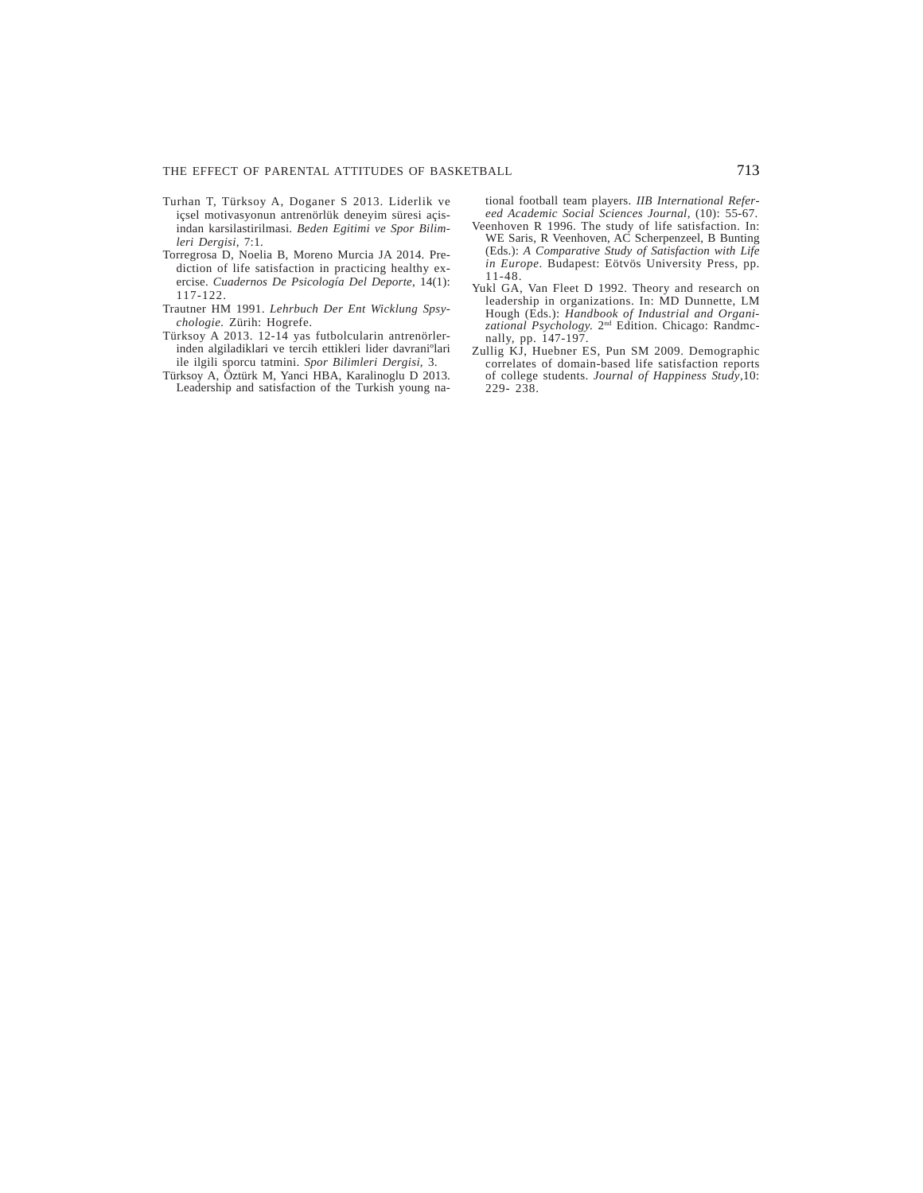Turhan T, Türksoy A, Doganer S 2013. Liderlik ve içsel motivasyonun antrenörlük deneyim süresi açisindan karsilastirilmasi. *Beden Egitimi ve Spor Bilimleri Dergisi*, 7:1.

Torregrosa D, Noelia B, Moreno Murcia JA 2014. Prediction of life satisfaction in practicing healthy exercise. *Cuadernos De Psicología Del Deporte*, 14(1): 117-122.

Trautner HM 1991. *Lehrbuch Der Ent Wicklung Spsychologie*. Zürih: Hogrefe.

Türksoy A 2013. 12-14 yas futbolcularin antrenörlerinden algiladiklari ve tercih ettikleri lider davraniºlari ile ilgili sporcu tatmini. *Spor Bilimleri Dergisi*, 3.

Türksoy A, Öztürk M, Yanci HBA, Karalinoglu D 2013. Leadership and satisfaction of the Turkish young national football team players. *IIB International Refereed Academic Social Sciences Journal*, (10): 55-67.

Veenhoven R 1996. The study of life satisfaction. In: WE Saris, R Veenhoven, AC Scherpenzeel, B Bunting (Eds.): *A Comparative Study of Satisfaction with Life in Europe*. Budapest: Eötvös University Press, pp. 11-48.

Yukl GA, Van Fleet D 1992. Theory and research on leadership in organizations. In: MD Dunnette, LM Hough (Eds.): *Handbook of Industrial and Organizational Psychology.* 2nd Edition. Chicago: Randmcnally, pp. 147-197.

Zullig KJ, Huebner ES, Pun SM 2009. Demographic correlates of domain-based life satisfaction reports of college students. *Journal of Happiness Study*,10: 229- 238.